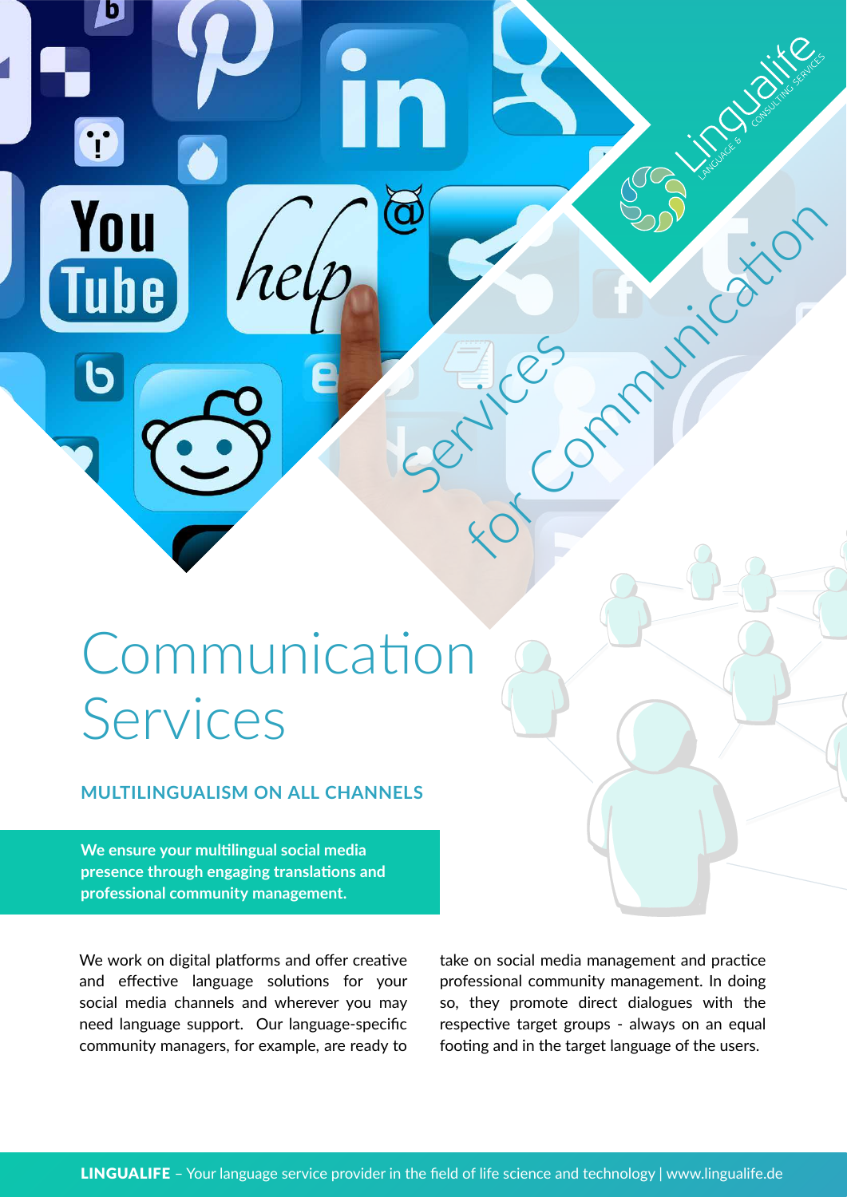# Communication Services

## MULTILINGUALISM ON ALL CHANNELS

**We ensure your multilingual social media presence through engaging translations and professional community management.**

We work on digital platforms and offer creative and effective language solutions for your social media channels and wherever you may need language support. Our language-specific community managers, for example, are ready to take on social media management and practice professional community management. In doing so, they promote direct dialogues with the respective target groups - always on an equal footing and in the target language of the users.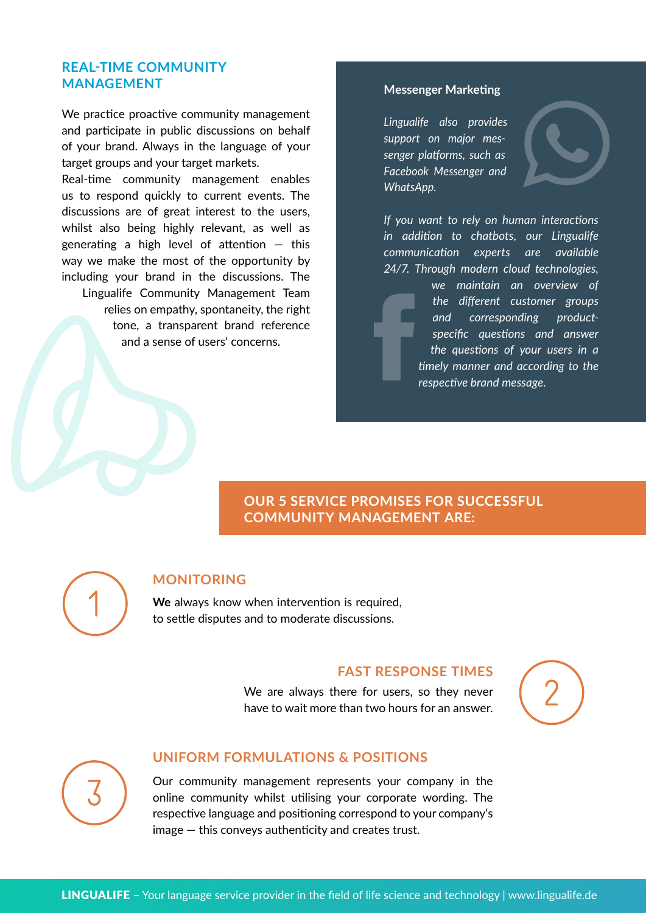## REAL-TIME COMMUNITY MANAGEMENT

We practice proactive community management and participate in public discussions on behalf of your brand. Always in the language of your target groups and your target markets.
Real-time community management enables us to respond quickly to current events. The discussions are of great interest to the users, whilst also being highly relevant, as well as generating a high level of attention — this way we make the most of the opportunity by including your brand in the discussions. The Lingualife Community Management Team relies on empathy, spontaneity, the right tone, a transparent brand reference and a sense of users' concerns.

**Messenger Marketing**

*Lingualife also provides support on major messenger platforms, such as Facebook Messenger and WhatsApp.*

*If you want to rely on human interactions in addition to chatbots, our Lingualife communication experts are available 24/7. Through modern cloud technologies, we maintain an overview of the different customer groups and corresponding product-specific questions and answer the questions of your users in a timely manner and according to the respective brand message.*

## OUR 5 SERVICE PROMISES FOR SUCCESSFUL COMMUNITY MANAGEMENT ARE:

1

### MONITORING

**We** always know when intervention is required, to settle disputes and to moderate discussions.

2

### FAST RESPONSE TIMES

We are always there for users, so they never have to wait more than two hours for an answer.

3

### UNIFORM FORMULATIONS & POSITIONS

Our community management represents your company in the online community whilst utilising your corporate wording. The respective language and positioning correspond to your company's image — this conveys authenticity and creates trust.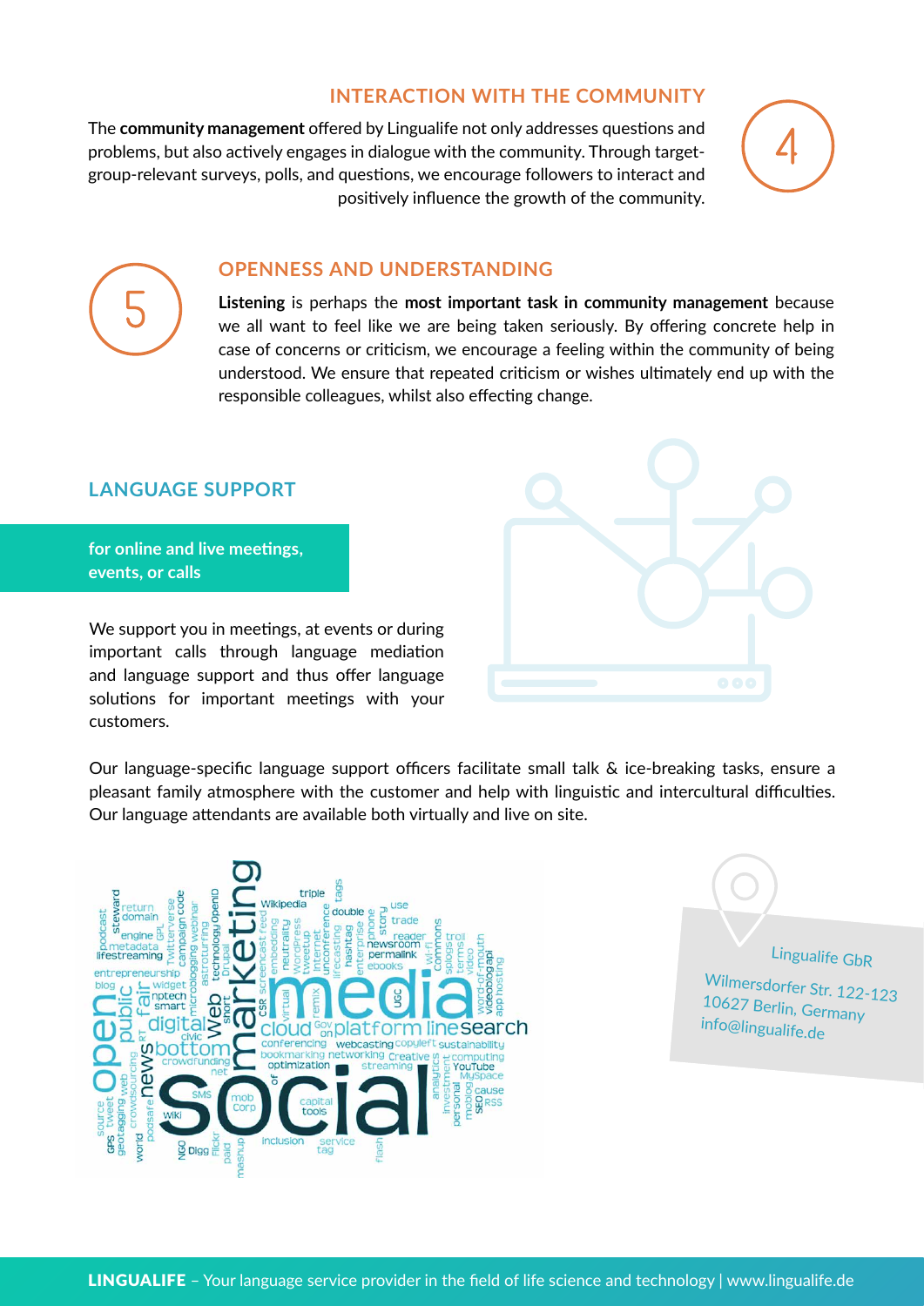## INTERACTION WITH THE COMMUNITY

4

The **community management** offered by Lingualife not only addresses questions and problems, but also actively engages in dialogue with the community. Through target-group-relevant surveys, polls, and questions, we encourage followers to interact and positively influence the growth of the community.

5

## OPENNESS AND UNDERSTANDING

**Listening** is perhaps the **most important task in community management** because we all want to feel like we are being taken seriously. By offering concrete help in case of concerns or criticism, we encourage a feeling within the community of being understood. We ensure that repeated criticism or wishes ultimately end up with the responsible colleagues, whilst also effecting change.

## LANGUAGE SUPPORT

**for online and live meetings, events, or calls**

We support you in meetings, at events or during important calls through language mediation and language support and thus offer language solutions for important meetings with your customers.

Our language-specific language support officers facilitate small talk & ice-breaking tasks, ensure a pleasant family atmosphere with the customer and help with linguistic and intercultural difficulties. Our language attendants are available both virtually and live on site.

Lingualife GbR
Wilmersdorfer Str. 122-123
10627 Berlin, Germany
info@lingualife.de

**LINGUALIFE** – Your language service provider in the field of life science and technology | www.lingualife.de